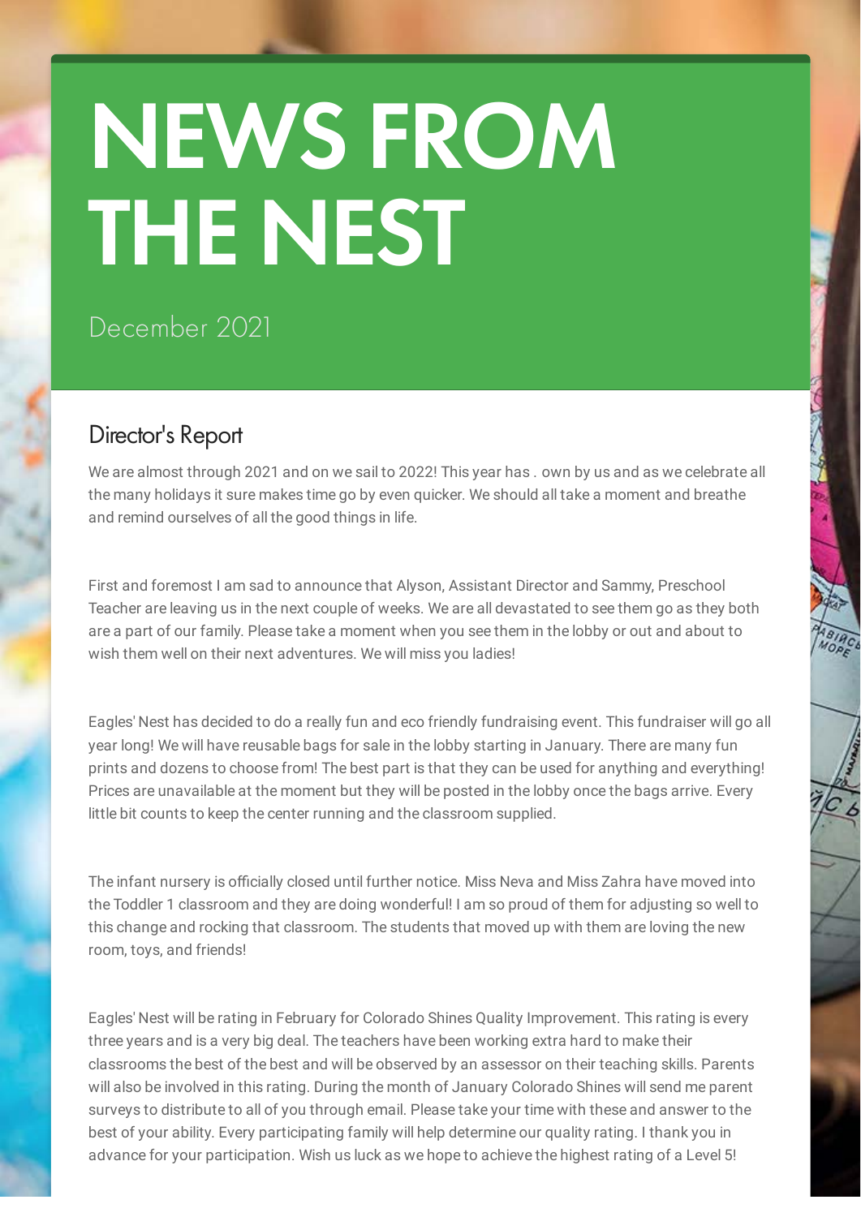# NEWS FROM THE NEST

December 2021

## Director's Report

We are almost through 2021 and on we sail to 2022! This year has . own by us and as we celebrate all the many holidays it sure makes time go by even quicker. We should all take a moment and breathe and remind ourselves of all the good things in life.

First and foremost I am sad to announce that Alyson, Assistant Director and Sammy, Preschool Teacher are leaving us in the next couple of weeks. We are all devastated to see them go as they both are a part of our family. Please take a moment when you see them in the lobby or out and about to wish them well on their next adventures. We will miss you ladies!

Eagles' Nest has decided to do a really fun and eco friendly fundraising event. This fundraiser will go all year long! We will have reusable bags for sale in the lobby starting in January. There are many fun prints and dozens to choose from! The best part is that they can be used for anything and everything! Prices are unavailable at the moment but they will be posted in the lobby once the bags arrive. Every little bit counts to keep the center running and the classroom supplied.

The infant nursery is officially closed until further notice. Miss Neva and Miss Zahra have moved into the Toddler 1 classroom and they are doing wonderful! I am so proud of them for adjusting so well to this change and rocking that classroom. The students that moved up with them are loving the new room, toys, and friends!

Eagles' Nest will be rating in February for Colorado Shines Quality Improvement. This rating is every three years and is a very big deal. The teachers have been working extra hard to make their classrooms the best of the best and will be observed by an assessor on their teaching skills. Parents will also be involved in this rating. During the month of January Colorado Shines will send me parent surveys to distribute to all of you through email. Please take your time with these and answer to the best of your ability. Every participating family will help determine our quality rating. I thank you in advance for your participation. Wish us luck as we hope to achieve the highest rating of a Level 5!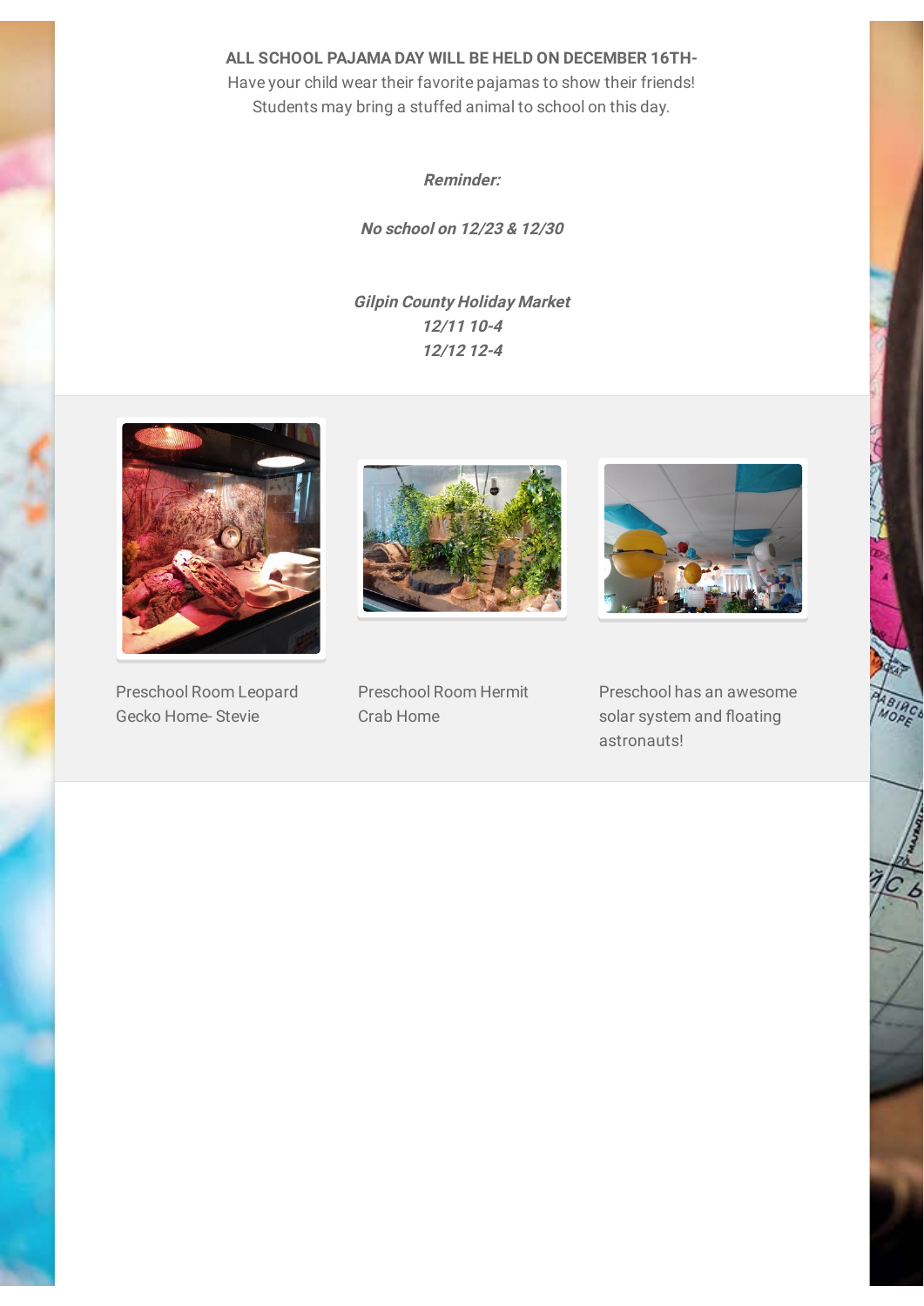**ALL SCHOOL PAJAMA DAY WILL BE HELD ON DECEMBER 16TH-**
Have your child wear their favorite pajamas to show their friends!
Students may bring a stuffed animal to school on this day.

***Reminder:***

***No school on 12/23 & 12/30***

***Gilpin County Holiday Market***
***12/11 10-4***
***12/12 12-4***

Preschool Room Leopard Gecko Home- Stevie

Preschool Room Hermit Crab Home

Preschool has an awesome solar system and floating astronauts!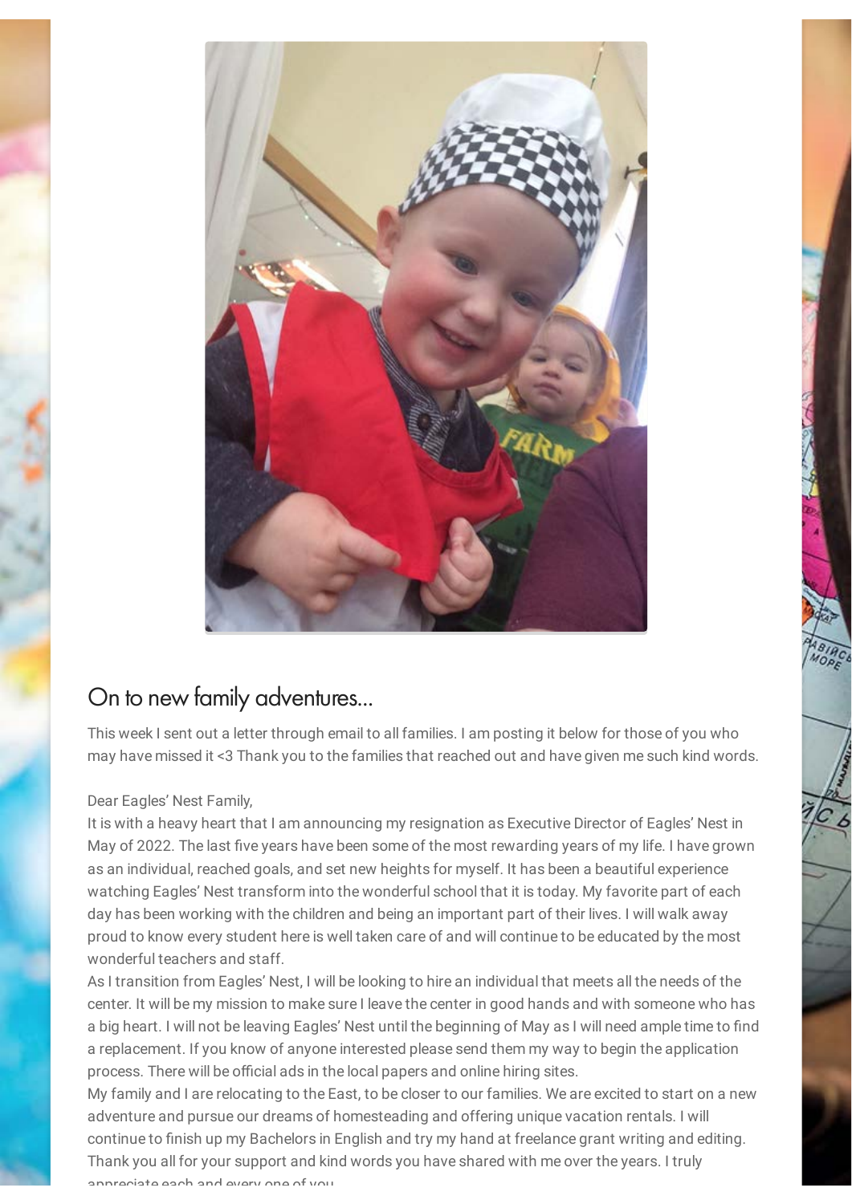## On to new family adventures...

This week I sent out a letter through email to all families. I am posting it below for those of you who may have missed it <3 Thank you to the families that reached out and have given me such kind words.

Dear Eagles' Nest Family,

It is with a heavy heart that I am announcing my resignation as Executive Director of Eagles' Nest in May of 2022. The last five years have been some of the most rewarding years of my life. I have grown as an individual, reached goals, and set new heights for myself. It has been a beautiful experience watching Eagles' Nest transform into the wonderful school that it is today. My favorite part of each day has been working with the children and being an important part of their lives. I will walk away proud to know every student here is well taken care of and will continue to be educated by the most wonderful teachers and staff.

As I transition from Eagles' Nest, I will be looking to hire an individual that meets all the needs of the center. It will be my mission to make sure I leave the center in good hands and with someone who has a big heart. I will not be leaving Eagles' Nest until the beginning of May as I will need ample time to find a replacement. If you know of anyone interested please send them my way to begin the application process. There will be official ads in the local papers and online hiring sites.

My family and I are relocating to the East, to be closer to our families. We are excited to start on a new adventure and pursue our dreams of homesteading and offering unique vacation rentals. I will continue to finish up my Bachelors in English and try my hand at freelance grant writing and editing. Thank you all for your support and kind words you have shared with me over the years. I truly appreciate each and every one of you.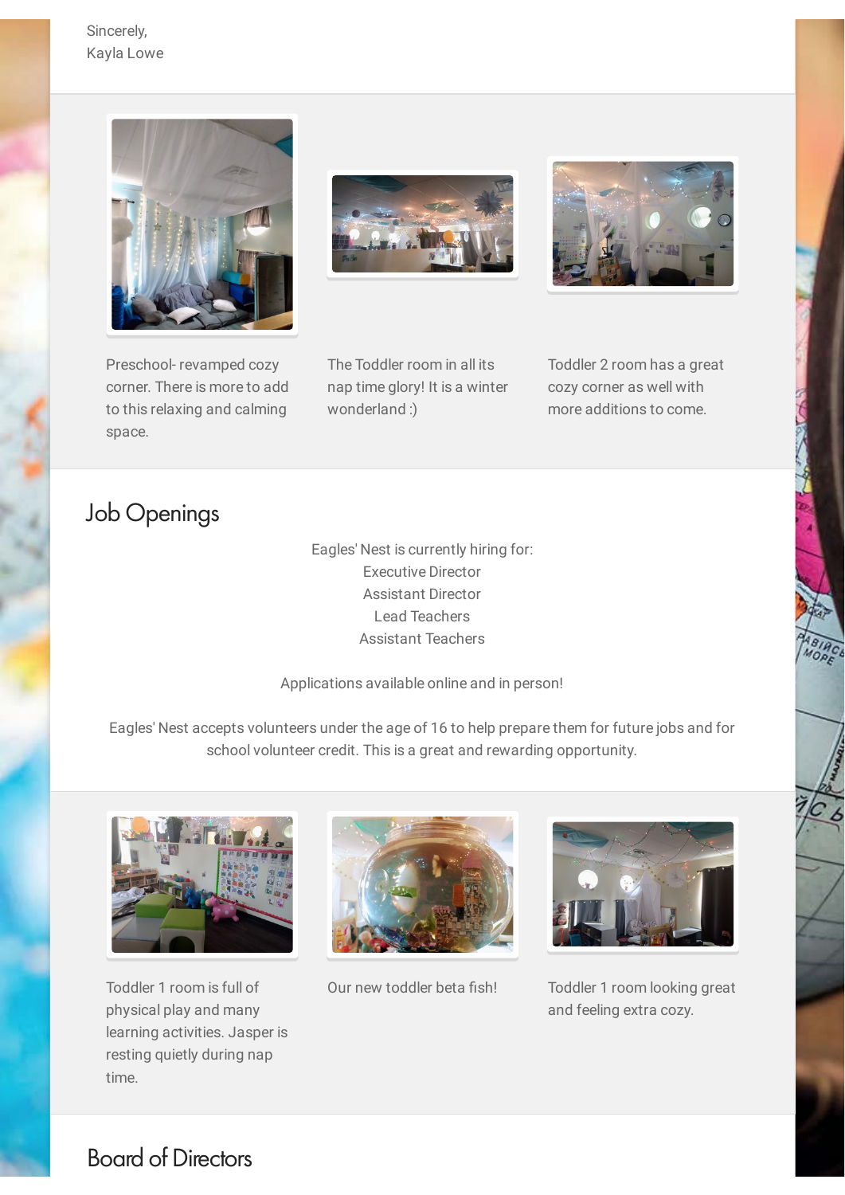Sincerely,
Kayla Lowe

Preschool- revamped cozy corner. There is more to add to this relaxing and calming space.

The Toddler room in all its nap time glory! It is a winter wonderland :)

Toddler 2 room has a great cozy corner as well with more additions to come.

## Job Openings

Eagles' Nest is currently hiring for:
Executive Director
Assistant Director
Lead Teachers
Assistant Teachers

Applications available online and in person!

Eagles' Nest accepts volunteers under the age of 16 to help prepare them for future jobs and for school volunteer credit. This is a great and rewarding opportunity.

Toddler 1 room is full of physical play and many learning activities. Jasper is resting quietly during nap time.

Our new toddler beta fish!

Toddler 1 room looking great and feeling extra cozy.

## Board of Directors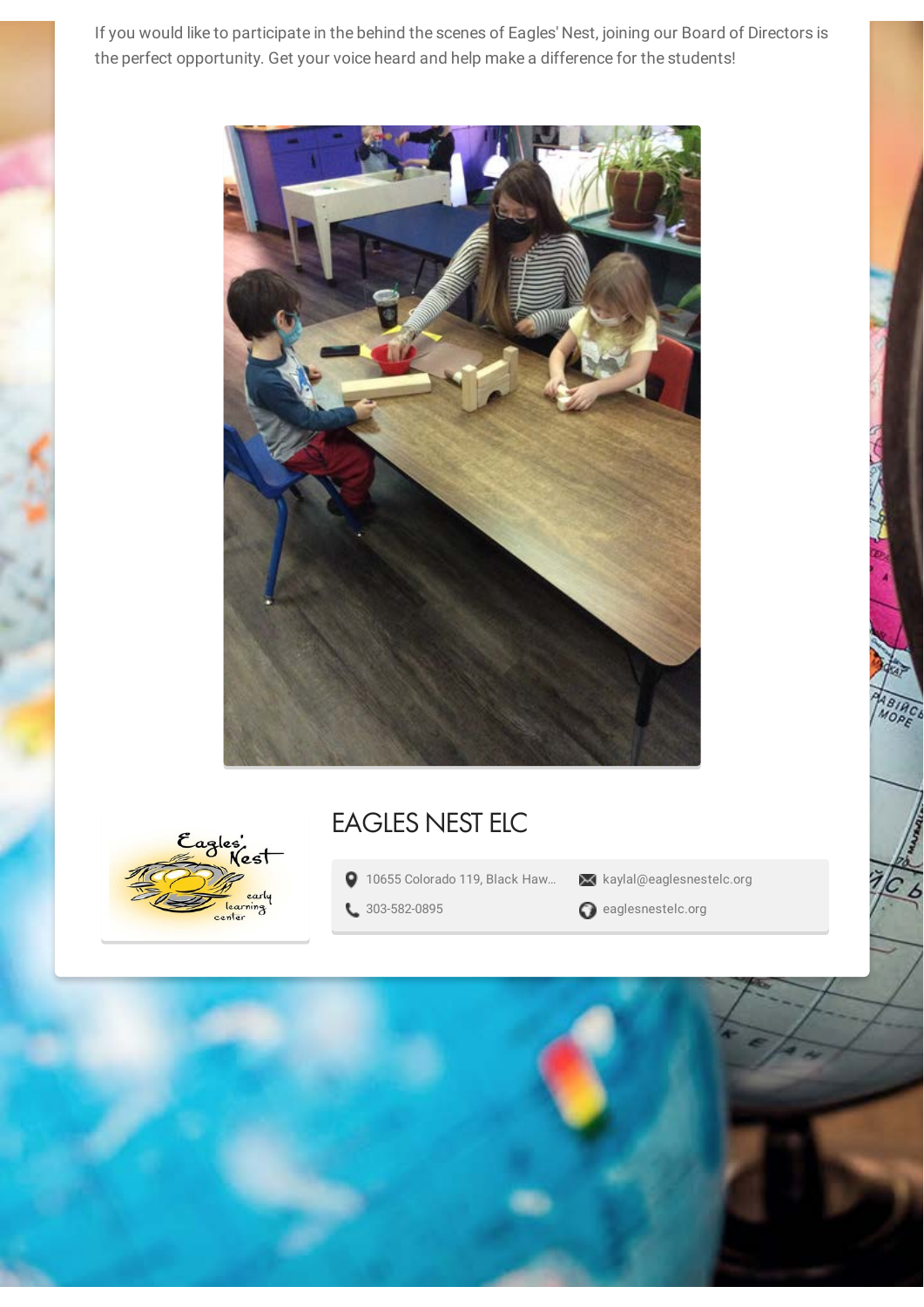If you would like to participate in the behind the scenes of Eagles' Nest, joining our Board of Directors is the perfect opportunity. Get your voice heard and help make a difference for the students!

## EAGLES NEST ELC

10655 Colorado 119, Black Haw...

kaylal@eaglesnestelc.org

303-582-0895

eaglesnestelc.org